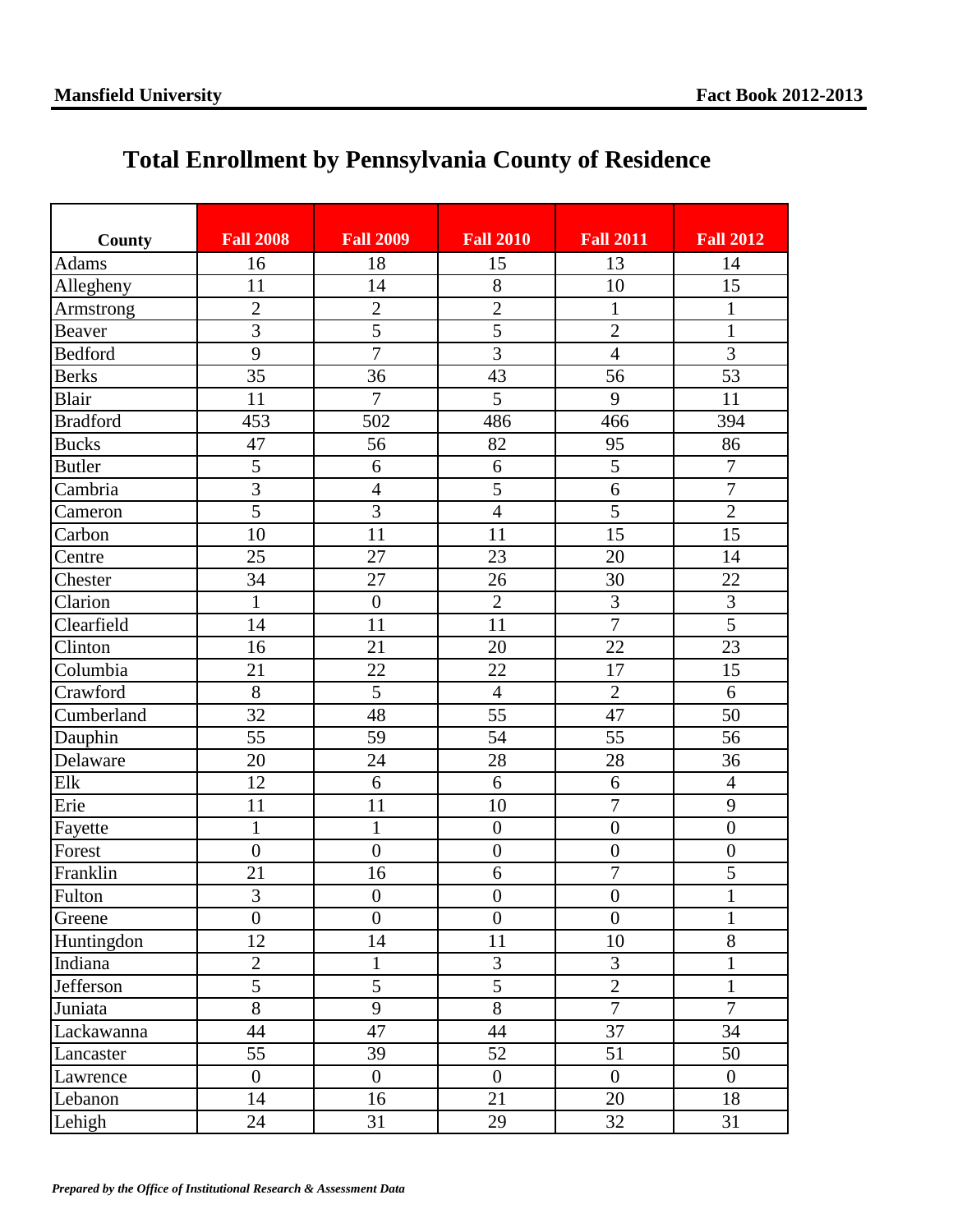# Total Enrollment by Pennsylvania County of Residence

| County | Fall 2008 | Fall 2009 | Fall 2010 | Fall 2011 | Fall 2012 |
|---|---|---|---|---|---|
| Adams | 16 | 18 | 15 | 13 | 14 |
| Allegheny | 11 | 14 | 8 | 10 | 15 |
| Armstrong | 2 | 2 | 2 | 1 | 1 |
| Beaver | 3 | 5 | 5 | 2 | 1 |
| Bedford | 9 | 7 | 3 | 4 | 3 |
| Berks | 35 | 36 | 43 | 56 | 53 |
| Blair | 11 | 7 | 5 | 9 | 11 |
| Bradford | 453 | 502 | 486 | 466 | 394 |
| Bucks | 47 | 56 | 82 | 95 | 86 |
| Butler | 5 | 6 | 6 | 5 | 7 |
| Cambria | 3 | 4 | 5 | 6 | 7 |
| Cameron | 5 | 3 | 4 | 5 | 2 |
| Carbon | 10 | 11 | 11 | 15 | 15 |
| Centre | 25 | 27 | 23 | 20 | 14 |
| Chester | 34 | 27 | 26 | 30 | 22 |
| Clarion | 1 | 0 | 2 | 3 | 3 |
| Clearfield | 14 | 11 | 11 | 7 | 5 |
| Clinton | 16 | 21 | 20 | 22 | 23 |
| Columbia | 21 | 22 | 22 | 17 | 15 |
| Crawford | 8 | 5 | 4 | 2 | 6 |
| Cumberland | 32 | 48 | 55 | 47 | 50 |
| Dauphin | 55 | 59 | 54 | 55 | 56 |
| Delaware | 20 | 24 | 28 | 28 | 36 |
| Elk | 12 | 6 | 6 | 6 | 4 |
| Erie | 11 | 11 | 10 | 7 | 9 |
| Fayette | 1 | 1 | 0 | 0 | 0 |
| Forest | 0 | 0 | 0 | 0 | 0 |
| Franklin | 21 | 16 | 6 | 7 | 5 |
| Fulton | 3 | 0 | 0 | 0 | 1 |
| Greene | 0 | 0 | 0 | 0 | 1 |
| Huntingdon | 12 | 14 | 11 | 10 | 8 |
| Indiana | 2 | 1 | 3 | 3 | 1 |
| Jefferson | 5 | 5 | 5 | 2 | 1 |
| Juniata | 8 | 9 | 8 | 7 | 7 |
| Lackawanna | 44 | 47 | 44 | 37 | 34 |
| Lancaster | 55 | 39 | 52 | 51 | 50 |
| Lawrence | 0 | 0 | 0 | 0 | 0 |
| Lebanon | 14 | 16 | 21 | 20 | 18 |
| Lehigh | 24 | 31 | 29 | 32 | 31 |

*Prepared by the Office of Institutional Research & Assessment Data*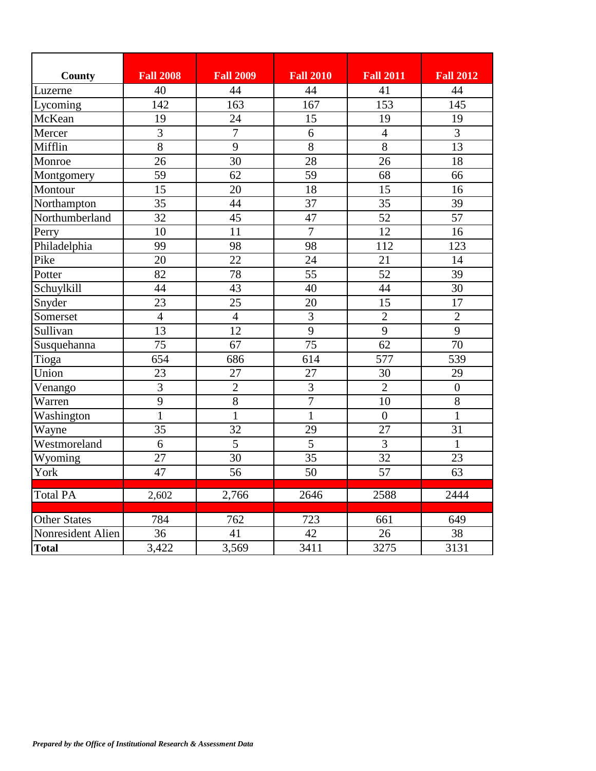| County | Fall 2008 | Fall 2009 | Fall 2010 | Fall 2011 | Fall 2012 |
|---|---|---|---|---|---|
| Luzerne | 40 | 44 | 44 | 41 | 44 |
| Lycoming | 142 | 163 | 167 | 153 | 145 |
| McKean | 19 | 24 | 15 | 19 | 19 |
| Mercer | 3 | 7 | 6 | 4 | 3 |
| Mifflin | 8 | 9 | 8 | 8 | 13 |
| Monroe | 26 | 30 | 28 | 26 | 18 |
| Montgomery | 59 | 62 | 59 | 68 | 66 |
| Montour | 15 | 20 | 18 | 15 | 16 |
| Northampton | 35 | 44 | 37 | 35 | 39 |
| Northumberland | 32 | 45 | 47 | 52 | 57 |
| Perry | 10 | 11 | 7 | 12 | 16 |
| Philadelphia | 99 | 98 | 98 | 112 | 123 |
| Pike | 20 | 22 | 24 | 21 | 14 |
| Potter | 82 | 78 | 55 | 52 | 39 |
| Schuylkill | 44 | 43 | 40 | 44 | 30 |
| Snyder | 23 | 25 | 20 | 15 | 17 |
| Somerset | 4 | 4 | 3 | 2 | 2 |
| Sullivan | 13 | 12 | 9 | 9 | 9 |
| Susquehanna | 75 | 67 | 75 | 62 | 70 |
| Tioga | 654 | 686 | 614 | 577 | 539 |
| Union | 23 | 27 | 27 | 30 | 29 |
| Venango | 3 | 2 | 3 | 2 | 0 |
| Warren | 9 | 8 | 7 | 10 | 8 |
| Washington | 1 | 1 | 1 | 0 | 1 |
| Wayne | 35 | 32 | 29 | 27 | 31 |
| Westmoreland | 6 | 5 | 5 | 3 | 1 |
| Wyoming | 27 | 30 | 35 | 32 | 23 |
| York | 47 | 56 | 50 | 57 | 63 |
| | | | | | |
| Total PA | 2,602 | 2,766 | 2646 | 2588 | 2444 |
| | | | | | |
| Other States | 784 | 762 | 723 | 661 | 649 |
| Nonresident Alien | 36 | 41 | 42 | 26 | 38 |
| **Total** | 3,422 | 3,569 | 3411 | 3275 | 3131 |

***Prepared by the Office of Institutional Research & Assessment Data***